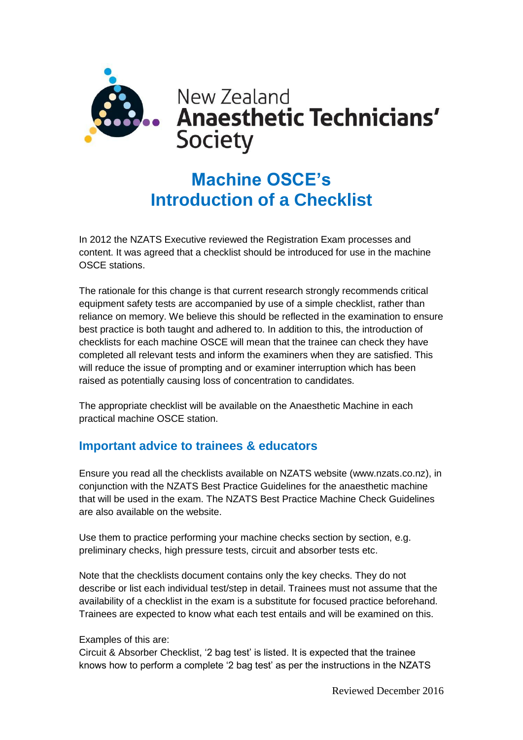New Zealand
**Anaesthetic Technicians' Society**

# Machine OSCE's
# Introduction of a Checklist

In 2012 the NZATS Executive reviewed the Registration Exam processes and content. It was agreed that a checklist should be introduced for use in the machine OSCE stations.

The rationale for this change is that current research strongly recommends critical equipment safety tests are accompanied by use of a simple checklist, rather than reliance on memory. We believe this should be reflected in the examination to ensure best practice is both taught and adhered to. In addition to this, the introduction of checklists for each machine OSCE will mean that the trainee can check they have completed all relevant tests and inform the examiners when they are satisfied. This will reduce the issue of prompting and or examiner interruption which has been raised as potentially causing loss of concentration to candidates.

The appropriate checklist will be available on the Anaesthetic Machine in each practical machine OSCE station.

## Important advice to trainees & educators

Ensure you read all the checklists available on NZATS website (www.nzats.co.nz), in conjunction with the NZATS Best Practice Guidelines for the anaesthetic machine that will be used in the exam. The NZATS Best Practice Machine Check Guidelines are also available on the website.

Use them to practice performing your machine checks section by section, e.g. preliminary checks, high pressure tests, circuit and absorber tests etc.

Note that the checklists document contains only the key checks. They do not describe or list each individual test/step in detail. Trainees must not assume that the availability of a checklist in the exam is a substitute for focused practice beforehand. Trainees are expected to know what each test entails and will be examined on this.

Examples of this are:
Circuit & Absorber Checklist, '2 bag test' is listed. It is expected that the trainee knows how to perform a complete '2 bag test' as per the instructions in the NZATS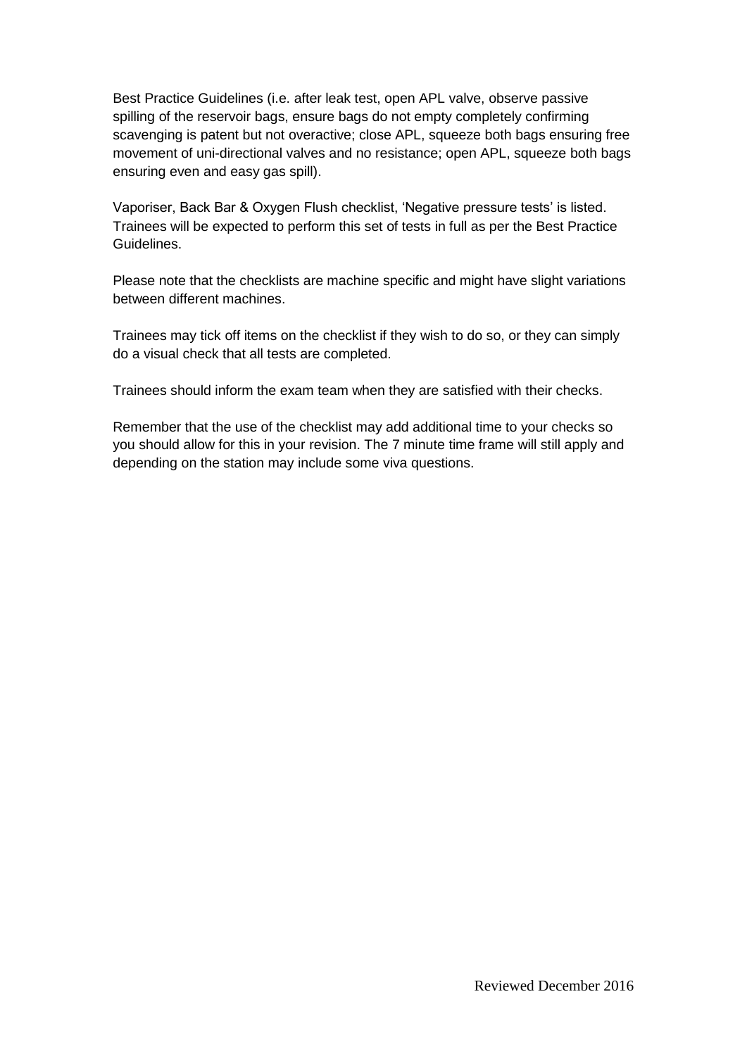Best Practice Guidelines (i.e. after leak test, open APL valve, observe passive spilling of the reservoir bags, ensure bags do not empty completely confirming scavenging is patent but not overactive; close APL, squeeze both bags ensuring free movement of uni-directional valves and no resistance; open APL, squeeze both bags ensuring even and easy gas spill).

Vaporiser, Back Bar & Oxygen Flush checklist, 'Negative pressure tests' is listed. Trainees will be expected to perform this set of tests in full as per the Best Practice Guidelines.

Please note that the checklists are machine specific and might have slight variations between different machines.

Trainees may tick off items on the checklist if they wish to do so, or they can simply do a visual check that all tests are completed.

Trainees should inform the exam team when they are satisfied with their checks.

Remember that the use of the checklist may add additional time to your checks so you should allow for this in your revision. The 7 minute time frame will still apply and depending on the station may include some viva questions.

Reviewed December 2016